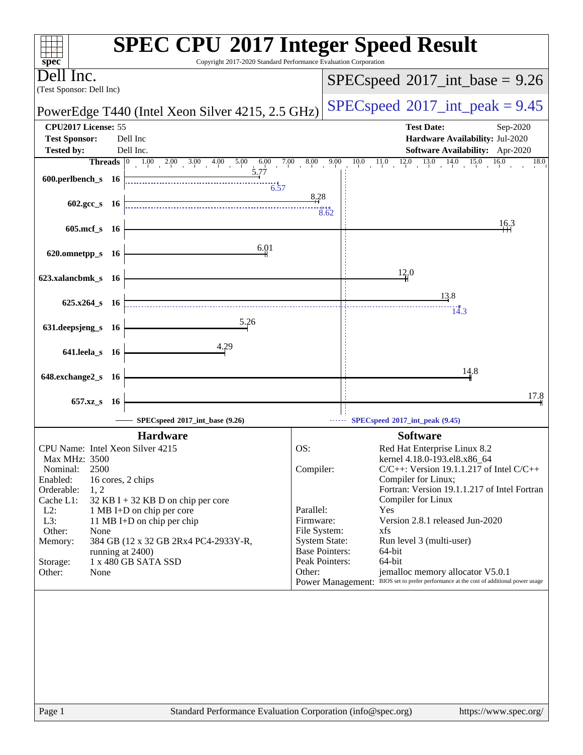# SPEC CPU 2017 Integer Speed Result

Copyright 2017-2020 Standard Performance Evaluation Corporation

**Dell Inc.**
(Test Sponsor: Dell Inc)

**PowerEdge T440 (Intel Xeon Silver 4215, 2.5 GHz)**

SPECspeed 2017_int_base = 9.26

SPECspeed 2017_int_peak = 9.45

| | | | |
|---|---|---|---|
| **CPU2017 License:** | 55 | **Test Date:** | Sep-2020 |
| **Test Sponsor:** | Dell Inc | **Hardware Availability:** | Jul-2020 |
| **Tested by:** | Dell Inc. | **Software Availability:** | Apr-2020 |

| Benchmark | Threads | Base | Peak |
|---|---|---|---|
| 600.perlbench_s | 16 | 5.77 | 6.57 |
| 602.gcc_s | 16 | 8.28 | 8.62 |
| 605.mcf_s | 16 | 16.3 | |
| 620.omnetpp_s | 16 | 6.01 | |
| 623.xalancbmk_s | 16 | 12.0 | |
| 625.x264_s | 16 | 13.8 | 14.3 |
| 631.deepsjeng_s | 16 | 5.26 | |
| 641.leela_s | 16 | 4.29 | |
| 648.exchange2_s | 16 | 14.8 | |
| 657.xz_s | 16 | 17.8 | |

SPECspeed 2017_int_base (9.26)

SPECspeed 2017_int_peak (9.45)

## Hardware

- **CPU Name:** Intel Xeon Silver 4215
- **Max MHz:** 3500
- **Nominal:** 2500
- **Enabled:** 16 cores, 2 chips
- **Orderable:** 1, 2
- **Cache L1:** 32 KB I + 32 KB D on chip per core
- **L2:** 1 MB I+D on chip per core
- **L3:** 11 MB I+D on chip per chip
- **Other:** None
- **Memory:** 384 GB (12 x 32 GB 2Rx4 PC4-2933Y-R, running at 2400)
- **Storage:** 1 x 480 GB SATA SSD
- **Other:** None

## Software

- **OS:** Red Hat Enterprise Linux 8.2, kernel 4.18.0-193.el8.x86_64
- **Compiler:** C/C++: Version 19.1.1.217 of Intel C/C++ Compiler for Linux; Fortran: Version 19.1.1.217 of Intel Fortran Compiler for Linux
- **Parallel:** Yes
- **Firmware:** Version 2.8.1 released Jun-2020
- **File System:** xfs
- **System State:** Run level 3 (multi-user)
- **Base Pointers:** 64-bit
- **Peak Pointers:** 64-bit
- **Other:** jemalloc memory allocator V5.0.1
- **Power Management:** BIOS set to prefer performance at the cost of additional power usage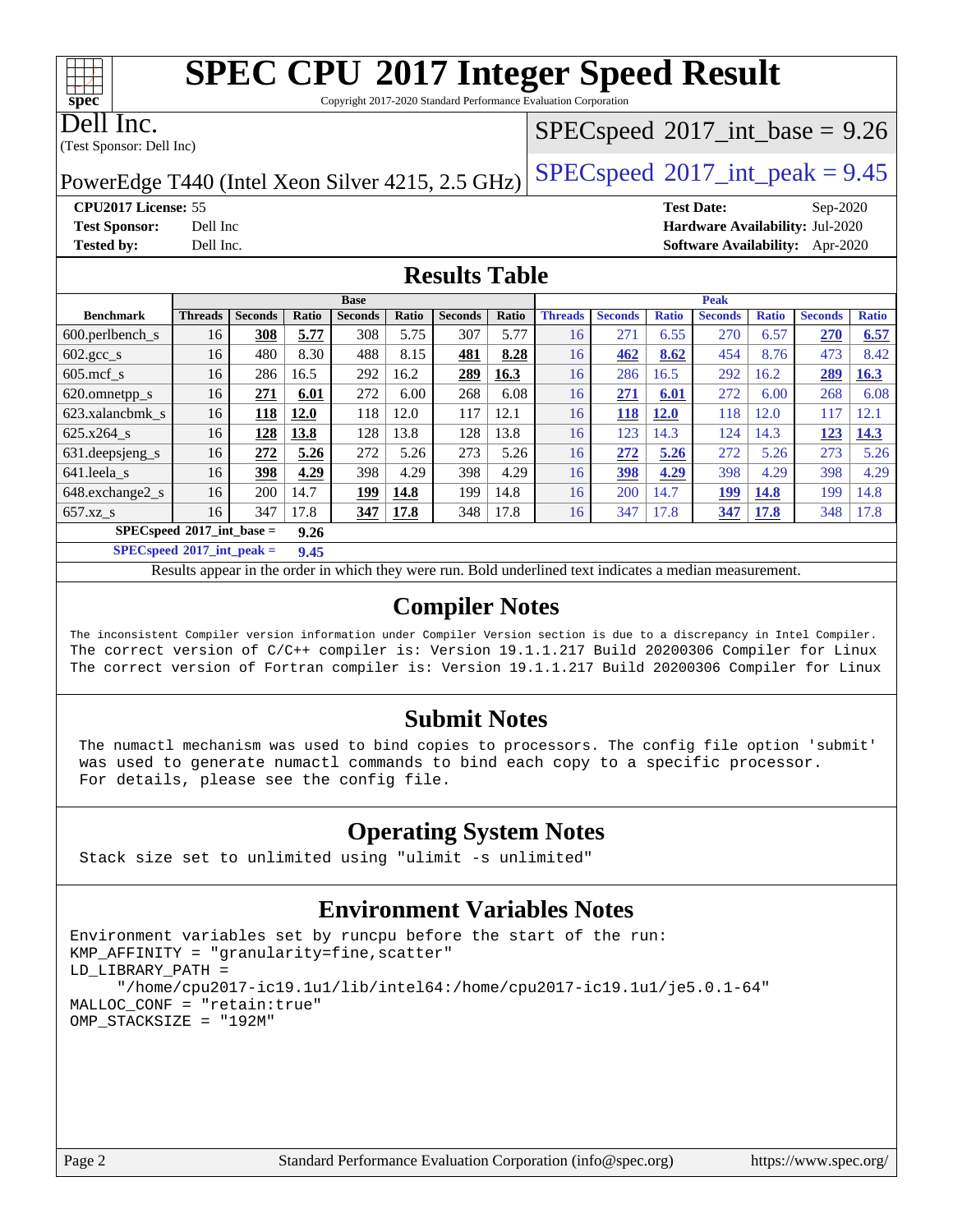# SPEC CPU 2017 Integer Speed Result

Copyright 2017-2020 Standard Performance Evaluation Corporation

Dell Inc.
(Test Sponsor: Dell Inc)

PowerEdge T440 (Intel Xeon Silver 4215, 2.5 GHz)

SPECspeed 2017_int_base = 9.26

SPECspeed 2017_int_peak = 9.45

**CPU2017 License:** 55
**Test Sponsor:** Dell Inc
**Tested by:** Dell Inc.

**Test Date:** Sep-2020
**Hardware Availability:** Jul-2020
**Software Availability:** Apr-2020

## Results Table

| Benchmark | Base | | | | | | | Peak | | | | | | |
|---|---|---|---|---|---|---|---|---|---|---|---|---|---|---|
| | Threads | Seconds | Ratio | Seconds | Ratio | Seconds | Ratio | Threads | Seconds | Ratio | Seconds | Ratio | Seconds | Ratio |
| 600.perlbench_s | 16 | **308** | **5.77** | 308 | 5.75 | 307 | 5.77 | 16 | 271 | 6.55 | 270 | 6.57 | **270** | **6.57** |
| 602.gcc_s | 16 | 480 | 8.30 | 488 | 8.15 | **481** | **8.28** | 16 | **462** | **8.62** | 454 | 8.76 | 473 | 8.42 |
| 605.mcf_s | 16 | 286 | 16.5 | 292 | 16.2 | **289** | **16.3** | 16 | 286 | 16.5 | 292 | 16.2 | **289** | **16.3** |
| 620.omnetpp_s | 16 | **271** | **6.01** | 272 | 6.00 | 268 | 6.08 | 16 | **271** | **6.01** | 272 | 6.00 | 268 | 6.08 |
| 623.xalancbmk_s | 16 | **118** | **12.0** | 118 | 12.0 | 117 | 12.1 | 16 | **118** | **12.0** | 118 | 12.0 | 117 | 12.1 |
| 625.x264_s | 16 | **128** | **13.8** | 128 | 13.8 | 128 | 13.8 | 16 | 123 | 14.3 | 124 | 14.3 | **123** | **14.3** |
| 631.deepsjeng_s | 16 | **272** | **5.26** | 272 | 5.26 | 273 | 5.26 | 16 | **272** | **5.26** | 272 | 5.26 | 273 | 5.26 |
| 641.leela_s | 16 | **398** | **4.29** | 398 | 4.29 | 398 | 4.29 | 16 | **398** | **4.29** | 398 | 4.29 | 398 | 4.29 |
| 648.exchange2_s | 16 | 200 | 14.7 | **199** | **14.8** | 199 | 14.8 | 16 | 200 | 14.7 | **199** | **14.8** | 199 | 14.8 |
| 657.xz_s | 16 | 347 | 17.8 | **347** | **17.8** | 348 | 17.8 | 16 | 347 | 17.8 | **347** | **17.8** | 348 | 17.8 |

**SPECspeed 2017_int_base = 9.26**

**SPECspeed 2017_int_peak = 9.45**

Results appear in the order in which they were run. Bold underlined text indicates a median measurement.

## Compiler Notes

```
The inconsistent Compiler version information under Compiler Version section is due to a discrepancy in Intel Compiler.
The correct version of C/C++ compiler is: Version 19.1.1.217 Build 20200306 Compiler for Linux
The correct version of Fortran compiler is: Version 19.1.1.217 Build 20200306 Compiler for Linux
```

## Submit Notes

```
The numactl mechanism was used to bind copies to processors. The config file option 'submit'
was used to generate numactl commands to bind each copy to a specific processor.
For details, please see the config file.
```

## Operating System Notes

```
Stack size set to unlimited using "ulimit -s unlimited"
```

## Environment Variables Notes

```
Environment variables set by runcpu before the start of the run:
KMP_AFFINITY = "granularity=fine,scatter"
LD_LIBRARY_PATH =
     "/home/cpu2017-ic19.1u1/lib/intel64:/home/cpu2017-ic19.1u1/je5.0.1-64"
MALLOC_CONF = "retain:true"
OMP_STACKSIZE = "192M"
```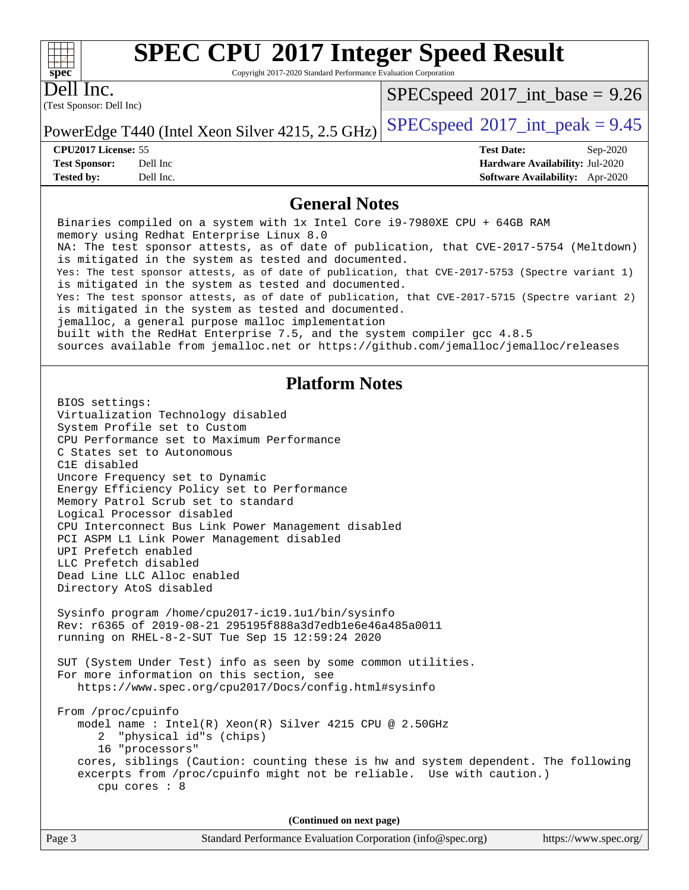# SPEC CPU 2017 Integer Speed Result

Copyright 2017-2020 Standard Performance Evaluation Corporation

**Dell Inc.**
(Test Sponsor: Dell Inc)

PowerEdge T440 (Intel Xeon Silver 4215, 2.5 GHz)

SPECspeed 2017_int_base = 9.26

SPECspeed 2017_int_peak = 9.45

| | | | |
|---|---|---|---|
| **CPU2017 License:** | 55 | **Test Date:** | Sep-2020 |
| **Test Sponsor:** | Dell Inc | **Hardware Availability:** | Jul-2020 |
| **Tested by:** | Dell Inc. | **Software Availability:** | Apr-2020 |

## General Notes

```
Binaries compiled on a system with 1x Intel Core i9-7980XE CPU + 64GB RAM
memory using Redhat Enterprise Linux 8.0
NA: The test sponsor attests, as of date of publication, that CVE-2017-5754 (Meltdown)
is mitigated in the system as tested and documented.
Yes: The test sponsor attests, as of date of publication, that CVE-2017-5753 (Spectre variant 1)
is mitigated in the system as tested and documented.
Yes: The test sponsor attests, as of date of publication, that CVE-2017-5715 (Spectre variant 2)
is mitigated in the system as tested and documented.
jemalloc, a general purpose malloc implementation
built with the RedHat Enterprise 7.5, and the system compiler gcc 4.8.5
sources available from jemalloc.net or https://github.com/jemalloc/jemalloc/releases
```

## Platform Notes

```
BIOS settings:
Virtualization Technology disabled
System Profile set to Custom
CPU Performance set to Maximum Performance
C States set to Autonomous
C1E disabled
Uncore Frequency set to Dynamic
Energy Efficiency Policy set to Performance
Memory Patrol Scrub set to standard
Logical Processor disabled
CPU Interconnect Bus Link Power Management disabled
PCI ASPM L1 Link Power Management disabled
UPI Prefetch enabled
LLC Prefetch disabled
Dead Line LLC Alloc enabled
Directory AtoS disabled

Sysinfo program /home/cpu2017-ic19.1u1/bin/sysinfo
Rev: r6365 of 2019-08-21 295195f888a3d7edb1e6e46a485a0011
running on RHEL-8-2-SUT Tue Sep 15 12:59:24 2020

SUT (System Under Test) info as seen by some common utilities.
For more information on this section, see
   https://www.spec.org/cpu2017/Docs/config.html#sysinfo

From /proc/cpuinfo
   model name : Intel(R) Xeon(R) Silver 4215 CPU @ 2.50GHz
      2  "physical id"s (chips)
      16 "processors"
   cores, siblings (Caution: counting these is hw and system dependent. The following
   excerpts from /proc/cpuinfo might not be reliable.  Use with caution.)
      cpu cores : 8
```

**(Continued on next page)**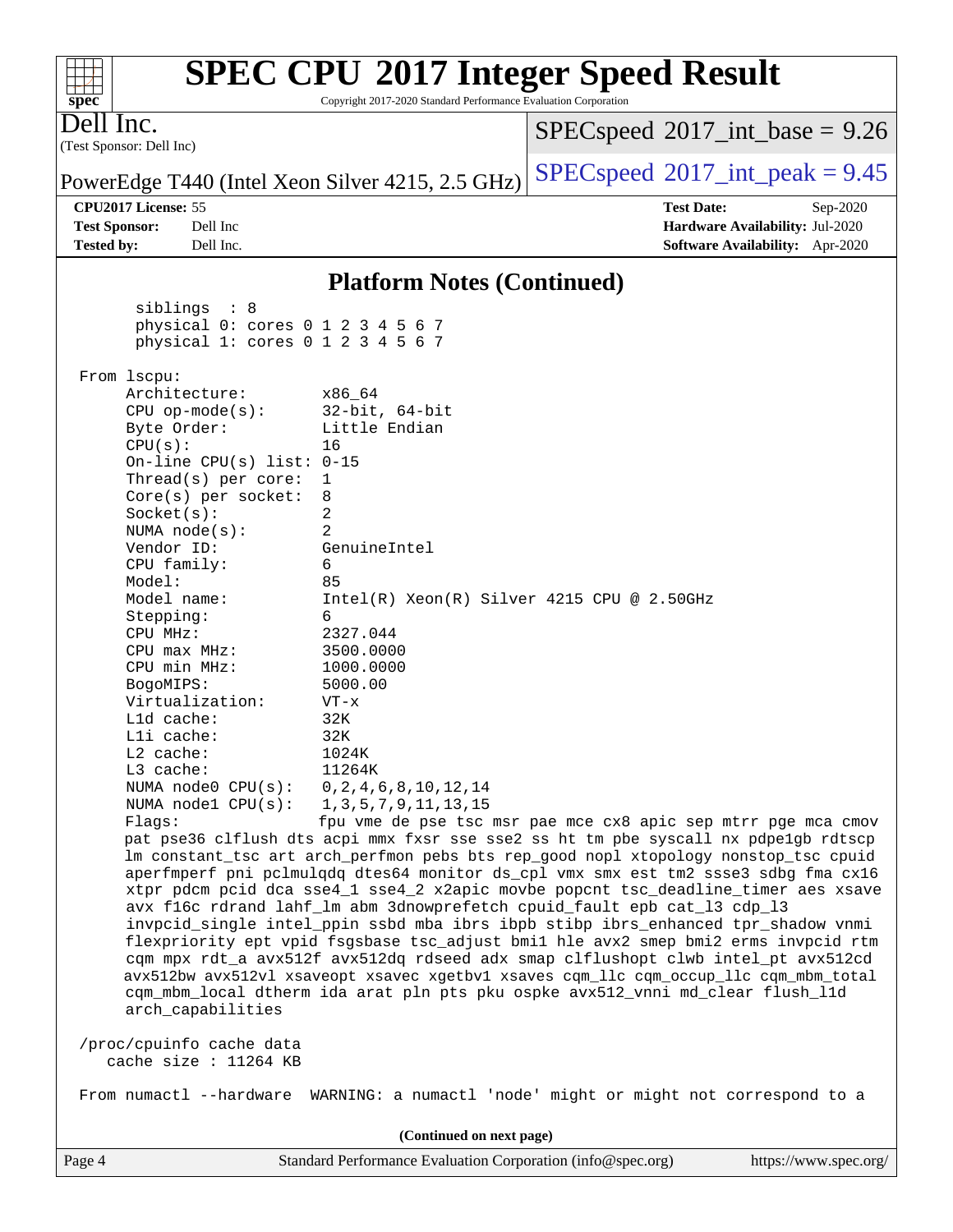## Platform Notes (Continued)

```
      siblings  : 8
      physical 0: cores 0 1 2 3 4 5 6 7
      physical 1: cores 0 1 2 3 4 5 6 7

 From lscpu:
      Architecture:        x86_64
      CPU op-mode(s):      32-bit, 64-bit
      Byte Order:          Little Endian
      CPU(s):              16
      On-line CPU(s) list: 0-15
      Thread(s) per core:  1
      Core(s) per socket:  8
      Socket(s):           2
      NUMA node(s):        2
      Vendor ID:           GenuineIntel
      CPU family:          6
      Model:               85
      Model name:          Intel(R) Xeon(R) Silver 4215 CPU @ 2.50GHz
      Stepping:            6
      CPU MHz:             2327.044
      CPU max MHz:         3500.0000
      CPU min MHz:         1000.0000
      BogoMIPS:            5000.00
      Virtualization:      VT-x
      L1d cache:           32K
      L1i cache:           32K
      L2 cache:            1024K
      L3 cache:            11264K
      NUMA node0 CPU(s):   0,2,4,6,8,10,12,14
      NUMA node1 CPU(s):   1,3,5,7,9,11,13,15
      Flags:               fpu vme de pse tsc msr pae mce cx8 apic sep mtrr pge mca cmov
      pat pse36 clflush dts acpi mmx fxsr sse sse2 ss ht tm pbe syscall nx pdpe1gb rdtscp
      lm constant_tsc art arch_perfmon pebs bts rep_good nopl xtopology nonstop_tsc cpuid
      aperfmperf pni pclmulqdq dtes64 monitor ds_cpl vmx smx est tm2 ssse3 sdbg fma cx16
      xtpr pdcm pcid dca sse4_1 sse4_2 x2apic movbe popcnt tsc_deadline_timer aes xsave
      avx f16c rdrand lahf_lm abm 3dnowprefetch cpuid_fault epb cat_l3 cdp_l3
      invpcid_single intel_ppin ssbd mba ibrs ibpb stibp ibrs_enhanced tpr_shadow vnmi
      flexpriority ept vpid fsgsbase tsc_adjust bmi1 hle avx2 smep bmi2 erms invpcid rtm
      cqm mpx rdt_a avx512f avx512dq rdseed adx smap clflushopt clwb intel_pt avx512cd
      avx512bw avx512vl xsaveopt xsavec xgetbv1 xsaves cqm_llc cqm_occup_llc cqm_mbm_total
      cqm_mbm_local dtherm ida arat pln pts pku ospke avx512_vnni md_clear flush_l1d
      arch_capabilities

 /proc/cpuinfo cache data
    cache size : 11264 KB

 From numactl --hardware  WARNING: a numactl 'node' might or might not correspond to a
```

(Continued on next page)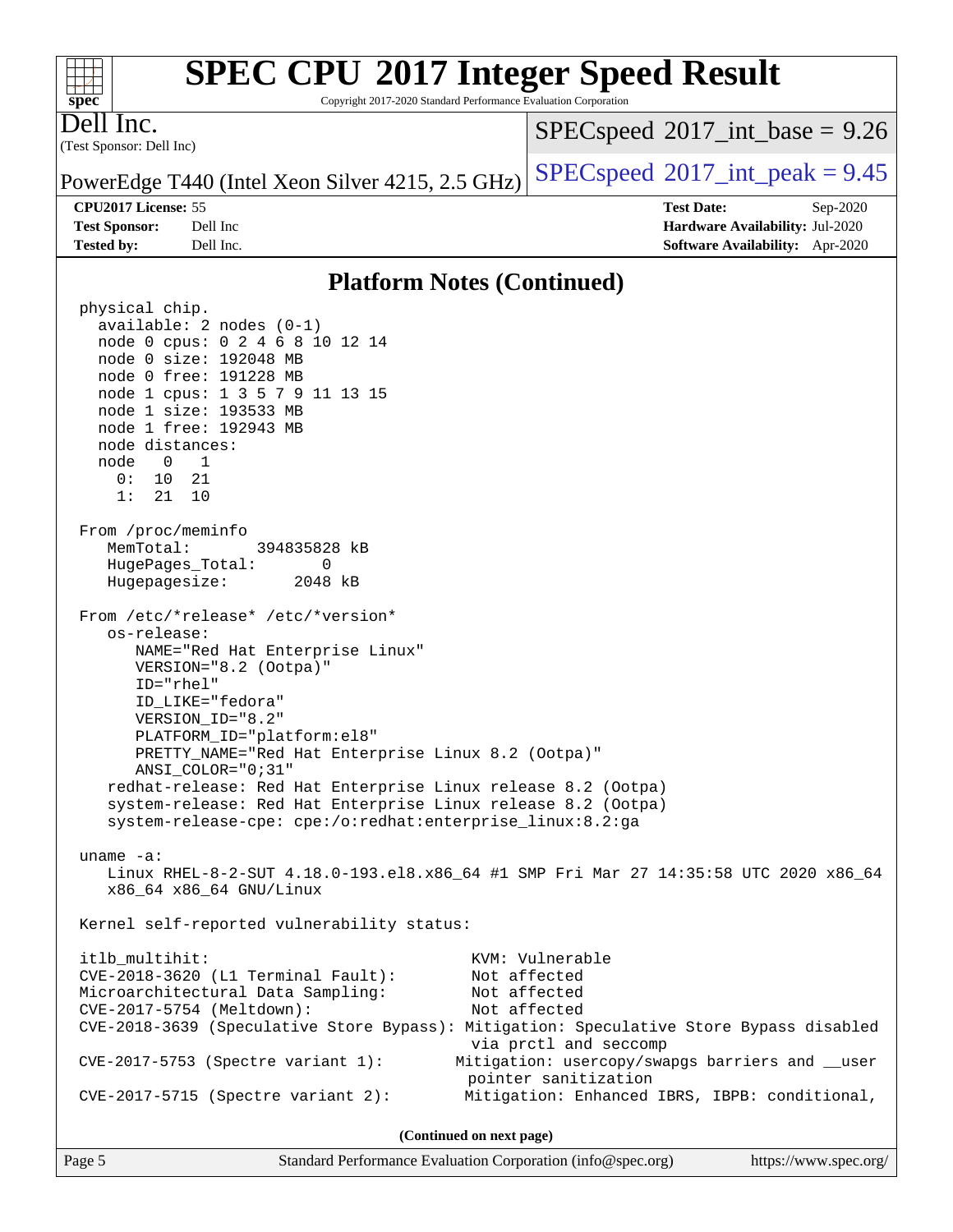## Platform Notes (Continued)

```
physical chip.
  available: 2 nodes (0-1)
  node 0 cpus: 0 2 4 6 8 10 12 14
  node 0 size: 192048 MB
  node 0 free: 191228 MB
  node 1 cpus: 1 3 5 7 9 11 13 15
  node 1 size: 193533 MB
  node 1 free: 192943 MB
  node distances:
  node   0   1
    0:  10  21
    1:  21  10

From /proc/meminfo
   MemTotal:       394835828 kB
   HugePages_Total:       0
   Hugepagesize:       2048 kB

From /etc/*release* /etc/*version*
   os-release:
      NAME="Red Hat Enterprise Linux"
      VERSION="8.2 (Ootpa)"
      ID="rhel"
      ID_LIKE="fedora"
      VERSION_ID="8.2"
      PLATFORM_ID="platform:el8"
      PRETTY_NAME="Red Hat Enterprise Linux 8.2 (Ootpa)"
      ANSI_COLOR="0;31"
   redhat-release: Red Hat Enterprise Linux release 8.2 (Ootpa)
   system-release: Red Hat Enterprise Linux release 8.2 (Ootpa)
   system-release-cpe: cpe:/o:redhat:enterprise_linux:8.2:ga

uname -a:
   Linux RHEL-8-2-SUT 4.18.0-193.el8.x86_64 #1 SMP Fri Mar 27 14:35:58 UTC 2020 x86_64
   x86_64 x86_64 GNU/Linux

Kernel self-reported vulnerability status:

itlb_multihit:                                   KVM: Vulnerable
CVE-2018-3620 (L1 Terminal Fault):               Not affected
Microarchitectural Data Sampling:                Not affected
CVE-2017-5754 (Meltdown):                        Not affected
CVE-2018-3639 (Speculative Store Bypass): Mitigation: Speculative Store Bypass disabled
                                                 via prctl and seccomp
CVE-2017-5753 (Spectre variant 1):              Mitigation: usercopy/swapgs barriers and __user
                                                 pointer sanitization
CVE-2017-5715 (Spectre variant 2):               Mitigation: Enhanced IBRS, IBPB: conditional,
```

**(Continued on next page)**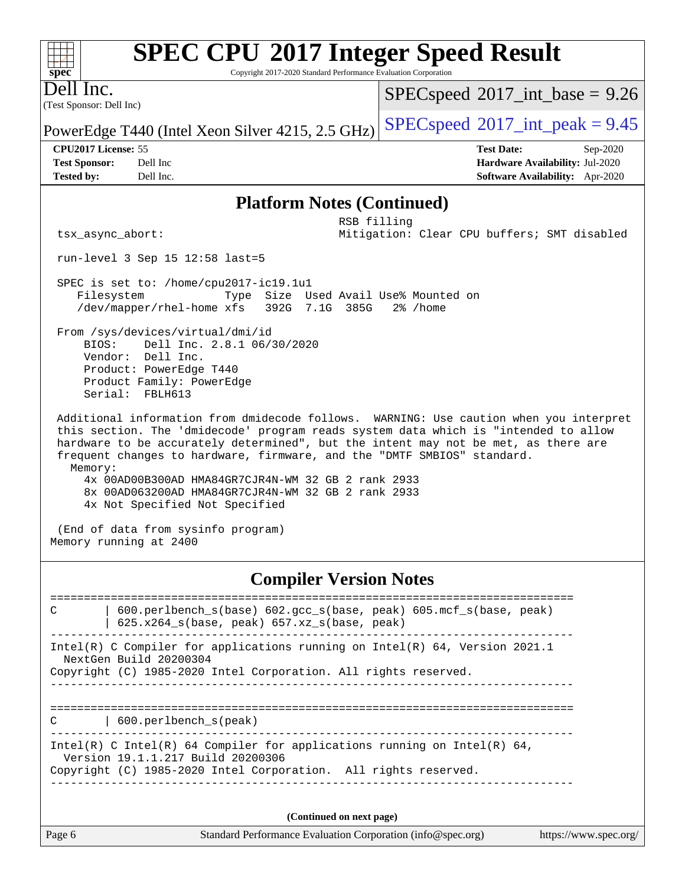# SPEC CPU 2017 Integer Speed Result

Copyright 2017-2020 Standard Performance Evaluation Corporation

**Dell Inc.**
(Test Sponsor: Dell Inc)

PowerEdge T440 (Intel Xeon Silver 4215, 2.5 GHz)

SPECspeed 2017_int_base = 9.26

SPECspeed 2017_int_peak = 9.45

**CPU2017 License:** 55
**Test Sponsor:** Dell Inc
**Tested by:** Dell Inc.

**Test Date:** Sep-2020
**Hardware Availability:** Jul-2020
**Software Availability:** Apr-2020

## Platform Notes (Continued)

```
                                                 RSB filling
 tsx_async_abort:                                Mitigation: Clear CPU buffers; SMT disabled

 run-level 3 Sep 15 12:58 last=5

 SPEC is set to: /home/cpu2017-ic19.1u1
    Filesystem            Type  Size  Used Avail Use% Mounted on
    /dev/mapper/rhel-home xfs   392G  7.1G  385G   2% /home

 From /sys/devices/virtual/dmi/id
     BIOS:    Dell Inc. 2.8.1 06/30/2020
     Vendor:  Dell Inc.
     Product: PowerEdge T440
     Product Family: PowerEdge
     Serial:  FBLH613

 Additional information from dmidecode follows.  WARNING: Use caution when you interpret
 this section. The 'dmidecode' program reads system data which is "intended to allow
 hardware to be accurately determined", but the intent may not be met, as there are
 frequent changes to hardware, firmware, and the "DMTF SMBIOS" standard.
   Memory:
     4x 00AD00B300AD HMA84GR7CJR4N-WM 32 GB 2 rank 2933
     8x 00AD063200AD HMA84GR7CJR4N-WM 32 GB 2 rank 2933
     4x Not Specified Not Specified

 (End of data from sysinfo program)
Memory running at 2400
```

## Compiler Version Notes

```
==============================================================================
C       | 600.perlbench_s(base) 602.gcc_s(base, peak) 605.mcf_s(base, peak)
        | 625.x264_s(base, peak) 657.xz_s(base, peak)
------------------------------------------------------------------------------
Intel(R) C Compiler for applications running on Intel(R) 64, Version 2021.1
  NextGen Build 20200304
Copyright (C) 1985-2020 Intel Corporation. All rights reserved.
------------------------------------------------------------------------------

==============================================================================
C       | 600.perlbench_s(peak)
------------------------------------------------------------------------------
Intel(R) C Intel(R) 64 Compiler for applications running on Intel(R) 64,
  Version 19.1.1.217 Build 20200306
Copyright (C) 1985-2020 Intel Corporation.  All rights reserved.
------------------------------------------------------------------------------
```

**(Continued on next page)**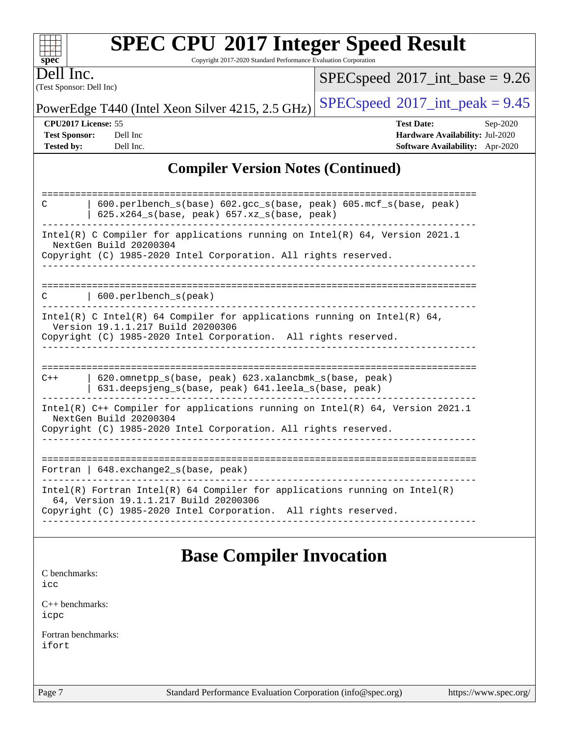## Compiler Version Notes (Continued)

```
==============================================================================
C       | 600.perlbench_s(base) 602.gcc_s(base, peak) 605.mcf_s(base, peak)
        | 625.x264_s(base, peak) 657.xz_s(base, peak)
------------------------------------------------------------------------------
Intel(R) C Compiler for applications running on Intel(R) 64, Version 2021.1
  NextGen Build 20200304
Copyright (C) 1985-2020 Intel Corporation. All rights reserved.
------------------------------------------------------------------------------

==============================================================================
C       | 600.perlbench_s(peak)
------------------------------------------------------------------------------
Intel(R) C Intel(R) 64 Compiler for applications running on Intel(R) 64,
  Version 19.1.1.217 Build 20200306
Copyright (C) 1985-2020 Intel Corporation.  All rights reserved.
------------------------------------------------------------------------------

==============================================================================
C++     | 620.omnetpp_s(base, peak) 623.xalancbmk_s(base, peak)
        | 631.deepsjeng_s(base, peak) 641.leela_s(base, peak)
------------------------------------------------------------------------------
Intel(R) C++ Compiler for applications running on Intel(R) 64, Version 2021.1
  NextGen Build 20200304
Copyright (C) 1985-2020 Intel Corporation. All rights reserved.
------------------------------------------------------------------------------

==============================================================================
Fortran | 648.exchange2_s(base, peak)
------------------------------------------------------------------------------
Intel(R) Fortran Intel(R) 64 Compiler for applications running on Intel(R)
  64, Version 19.1.1.217 Build 20200306
Copyright (C) 1985-2020 Intel Corporation.  All rights reserved.
------------------------------------------------------------------------------
```

## Base Compiler Invocation

C benchmarks:
icc

C++ benchmarks:
icpc

Fortran benchmarks:
ifort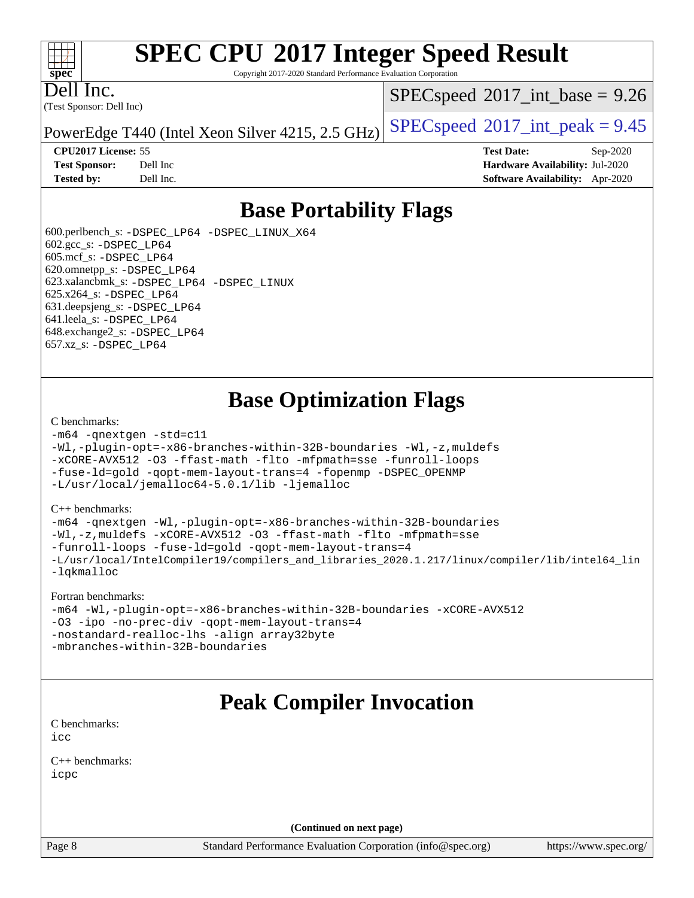# SPEC CPU 2017 Integer Speed Result

Copyright 2017-2020 Standard Performance Evaluation Corporation

**Dell Inc.**
(Test Sponsor: Dell Inc)

PowerEdge T440 (Intel Xeon Silver 4215, 2.5 GHz)

SPECspeed 2017_int_base = 9.26

SPECspeed 2017_int_peak = 9.45

**CPU2017 License:** 55
**Test Sponsor:** Dell Inc
**Tested by:** Dell Inc.

**Test Date:** Sep-2020
**Hardware Availability:** Jul-2020
**Software Availability:** Apr-2020

## Base Portability Flags

600.perlbench_s: -DSPEC_LP64 -DSPEC_LINUX_X64
602.gcc_s: -DSPEC_LP64
605.mcf_s: -DSPEC_LP64
620.omnetpp_s: -DSPEC_LP64
623.xalancbmk_s: -DSPEC_LP64 -DSPEC_LINUX
625.x264_s: -DSPEC_LP64
631.deepsjeng_s: -DSPEC_LP64
641.leela_s: -DSPEC_LP64
648.exchange2_s: -DSPEC_LP64
657.xz_s: -DSPEC_LP64

## Base Optimization Flags

C benchmarks:

```
-m64 -qnextgen -std=c11
-Wl,-plugin-opt=-x86-branches-within-32B-boundaries -Wl,-z,muldefs
-xCORE-AVX512 -O3 -ffast-math -flto -mfpmath=sse -funroll-loops
-fuse-ld=gold -qopt-mem-layout-trans=4 -fopenmp -DSPEC_OPENMP
-L/usr/local/jemalloc64-5.0.1/lib -ljemalloc
```

C++ benchmarks:

```
-m64 -qnextgen -Wl,-plugin-opt=-x86-branches-within-32B-boundaries
-Wl,-z,muldefs -xCORE-AVX512 -O3 -ffast-math -flto -mfpmath=sse
-funroll-loops -fuse-ld=gold -qopt-mem-layout-trans=4
-L/usr/local/IntelCompiler19/compilers_and_libraries_2020.1.217/linux/compiler/lib/intel64_lin
-lqkmalloc
```

Fortran benchmarks:

```
-m64 -Wl,-plugin-opt=-x86-branches-within-32B-boundaries -xCORE-AVX512
-O3 -ipo -no-prec-div -qopt-mem-layout-trans=4
-nostandard-realloc-lhs -align array32byte
-mbranches-within-32B-boundaries
```

## Peak Compiler Invocation

C benchmarks:
icc

C++ benchmarks:
icpc

**(Continued on next page)**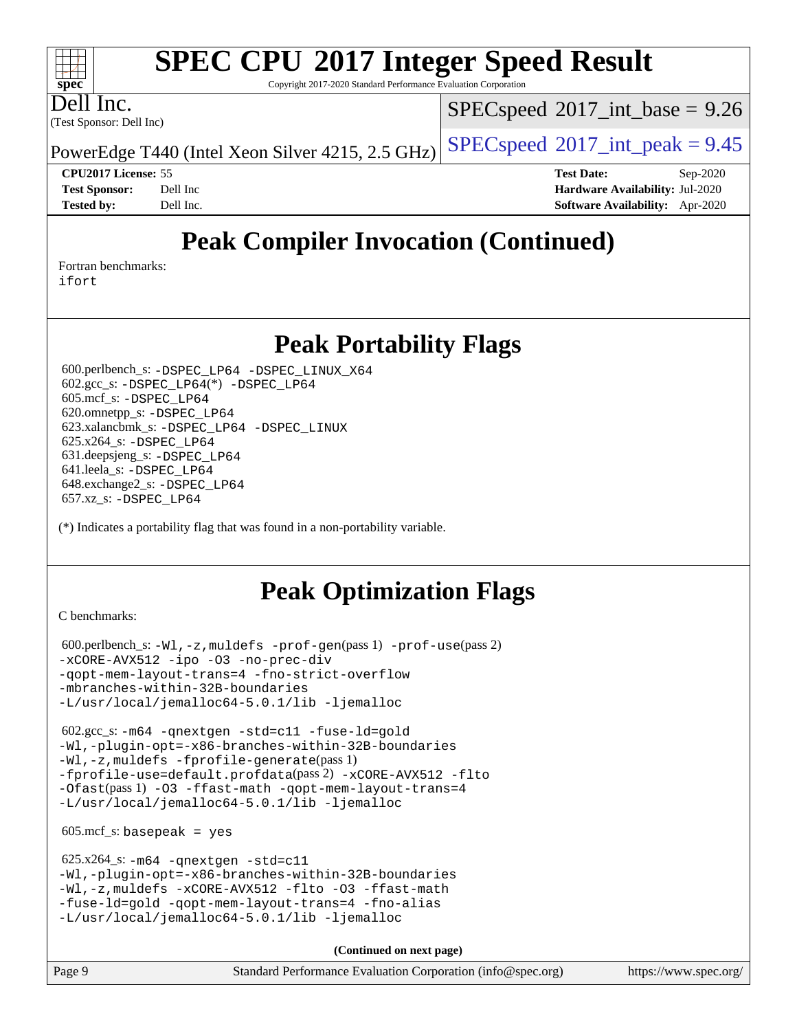# Peak Compiler Invocation (Continued)

Fortran benchmarks:
ifort

# Peak Portability Flags

600.perlbench_s: -DSPEC_LP64 -DSPEC_LINUX_X64
602.gcc_s: -DSPEC_LP64(*) -DSPEC_LP64
605.mcf_s: -DSPEC_LP64
620.omnetpp_s: -DSPEC_LP64
623.xalancbmk_s: -DSPEC_LP64 -DSPEC_LINUX
625.x264_s: -DSPEC_LP64
631.deepsjeng_s: -DSPEC_LP64
641.leela_s: -DSPEC_LP64
648.exchange2_s: -DSPEC_LP64
657.xz_s: -DSPEC_LP64

(*) Indicates a portability flag that was found in a non-portability variable.

# Peak Optimization Flags

C benchmarks:

600.perlbench_s: -Wl,-z,muldefs -prof-gen(pass 1) -prof-use(pass 2) -xCORE-AVX512 -ipo -O3 -no-prec-div -qopt-mem-layout-trans=4 -fno-strict-overflow -mbranches-within-32B-boundaries -L/usr/local/jemalloc64-5.0.1/lib -ljemalloc

602.gcc_s: -m64 -qnextgen -std=c11 -fuse-ld=gold -Wl,-plugin-opt=-x86-branches-within-32B-boundaries -Wl,-z,muldefs -fprofile-generate(pass 1) -fprofile-use=default.profdata(pass 2) -xCORE-AVX512 -flto -Ofast(pass 1) -O3 -ffast-math -qopt-mem-layout-trans=4 -L/usr/local/jemalloc64-5.0.1/lib -ljemalloc

605.mcf_s: basepeak = yes

625.x264_s: -m64 -qnextgen -std=c11 -Wl,-plugin-opt=-x86-branches-within-32B-boundaries -Wl,-z,muldefs -xCORE-AVX512 -flto -O3 -ffast-math -fuse-ld=gold -qopt-mem-layout-trans=4 -fno-alias -L/usr/local/jemalloc64-5.0.1/lib -ljemalloc

**(Continued on next page)**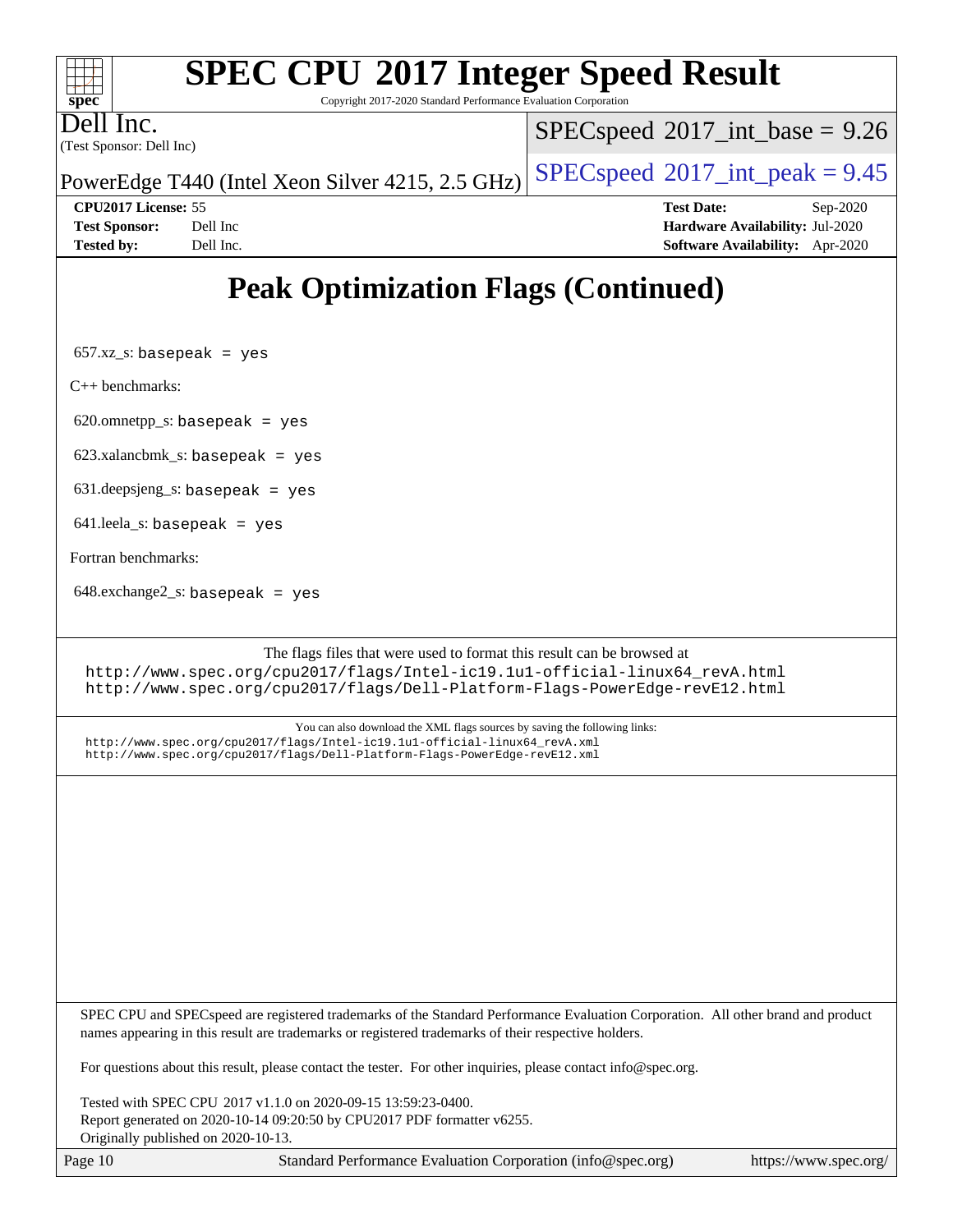# Peak Optimization Flags (Continued)

657.xz_s: basepeak = yes

C++ benchmarks:

620.omnetpp_s: basepeak = yes

623.xalancbmk_s: basepeak = yes

631.deepsjeng_s: basepeak = yes

641.leela_s: basepeak = yes

Fortran benchmarks:

648.exchange2_s: basepeak = yes

The flags files that were used to format this result can be browsed at
http://www.spec.org/cpu2017/flags/Intel-ic19.1u1-official-linux64_revA.html
http://www.spec.org/cpu2017/flags/Dell-Platform-Flags-PowerEdge-revE12.html

You can also download the XML flags sources by saving the following links:
http://www.spec.org/cpu2017/flags/Intel-ic19.1u1-official-linux64_revA.xml
http://www.spec.org/cpu2017/flags/Dell-Platform-Flags-PowerEdge-revE12.xml

SPEC CPU and SPECspeed are registered trademarks of the Standard Performance Evaluation Corporation. All other brand and product names appearing in this result are trademarks or registered trademarks of their respective holders.

For questions about this result, please contact the tester. For other inquiries, please contact info@spec.org.

Tested with SPEC CPU 2017 v1.1.0 on 2020-09-15 13:59:23-0400.
Report generated on 2020-10-14 09:20:50 by CPU2017 PDF formatter v6255.
Originally published on 2020-10-13.